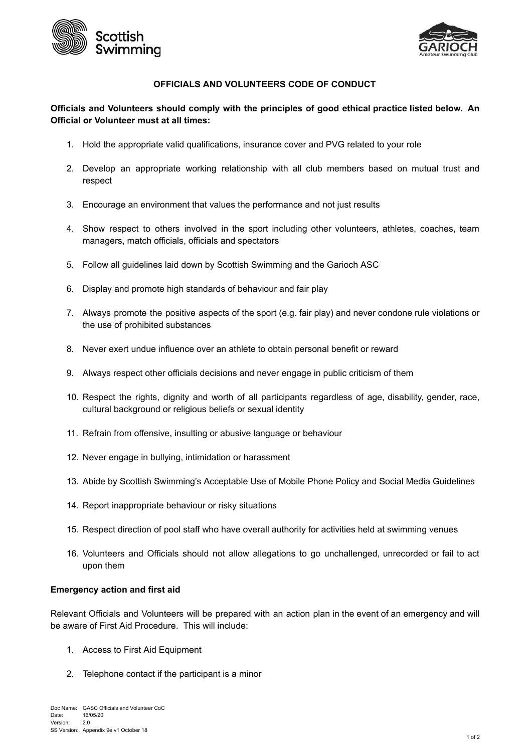# OFFICIALS AND VOLUNTEERS CODE OF CONDUCT

**Officials and Volunteers should comply with the principles of good ethical practice listed below. An Official or Volunteer must at all times:**

1. Hold the appropriate valid qualifications, insurance cover and PVG related to your role
2. Develop an appropriate working relationship with all club members based on mutual trust and respect
3. Encourage an environment that values the performance and not just results
4. Show respect to others involved in the sport including other volunteers, athletes, coaches, team managers, match officials, officials and spectators
5. Follow all guidelines laid down by Scottish Swimming and the Garioch ASC
6. Display and promote high standards of behaviour and fair play
7. Always promote the positive aspects of the sport (e.g. fair play) and never condone rule violations or the use of prohibited substances
8. Never exert undue influence over an athlete to obtain personal benefit or reward
9. Always respect other officials decisions and never engage in public criticism of them
10. Respect the rights, dignity and worth of all participants regardless of age, disability, gender, race, cultural background or religious beliefs or sexual identity
11. Refrain from offensive, insulting or abusive language or behaviour
12. Never engage in bullying, intimidation or harassment
13. Abide by Scottish Swimming's Acceptable Use of Mobile Phone Policy and Social Media Guidelines
14. Report inappropriate behaviour or risky situations
15. Respect direction of pool staff who have overall authority for activities held at swimming venues
16. Volunteers and Officials should not allow allegations to go unchallenged, unrecorded or fail to act upon them

### Emergency action and first aid

Relevant Officials and Volunteers will be prepared with an action plan in the event of an emergency and will be aware of First Aid Procedure. This will include:

1. Access to First Aid Equipment
2. Telephone contact if the participant is a minor

Doc Name: GASC Officials and Volunteer CoC
Date: 16/05/20
Version: 2.0
SS Version: Appendix 9e v1 October 18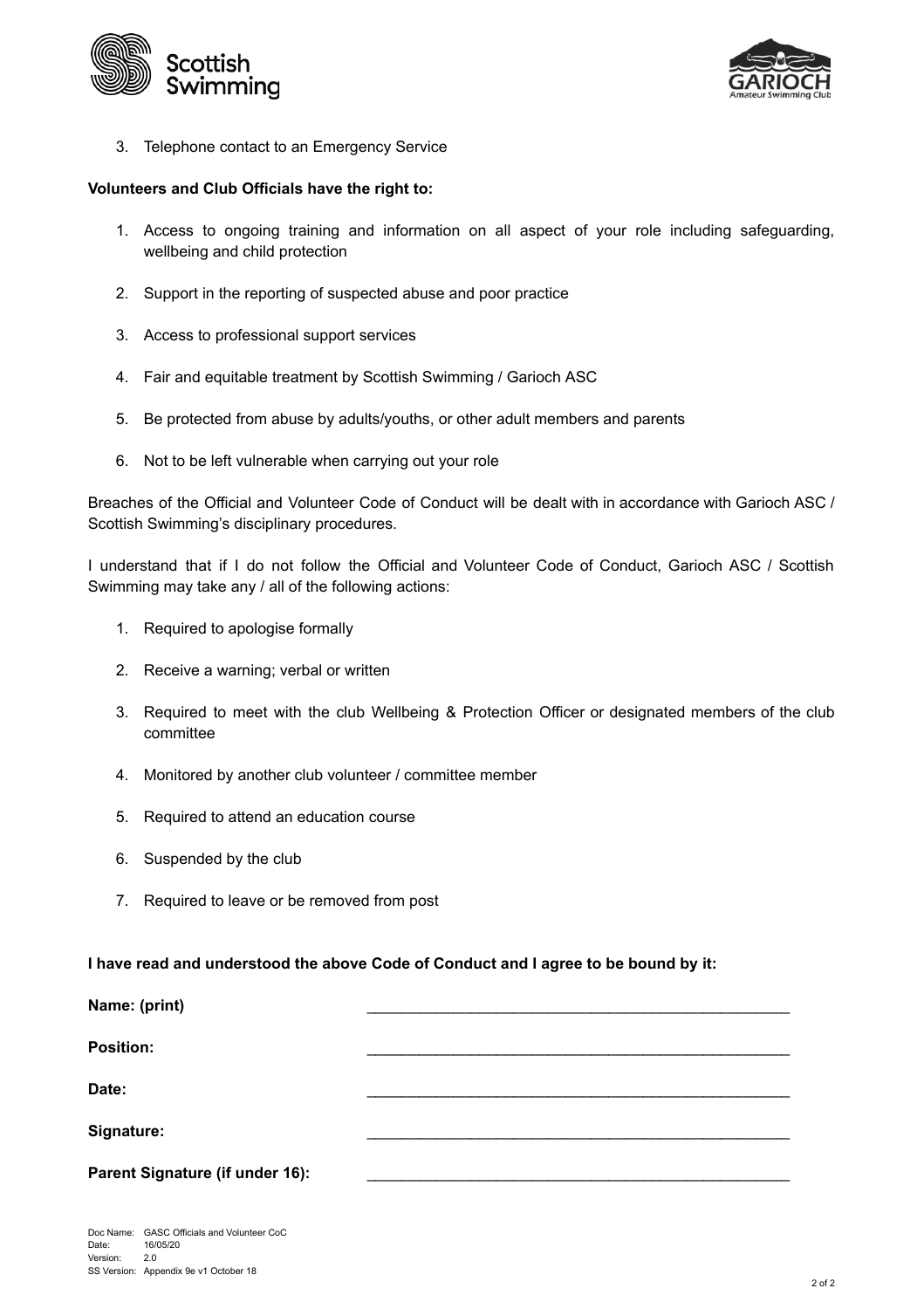3. Telephone contact to an Emergency Service

**Volunteers and Club Officials have the right to:**

1. Access to ongoing training and information on all aspect of your role including safeguarding, wellbeing and child protection
2. Support in the reporting of suspected abuse and poor practice
3. Access to professional support services
4. Fair and equitable treatment by Scottish Swimming / Garioch ASC
5. Be protected from abuse by adults/youths, or other adult members and parents
6. Not to be left vulnerable when carrying out your role

Breaches of the Official and Volunteer Code of Conduct will be dealt with in accordance with Garioch ASC / Scottish Swimming's disciplinary procedures.

I understand that if I do not follow the Official and Volunteer Code of Conduct, Garioch ASC / Scottish Swimming may take any / all of the following actions:

1. Required to apologise formally
2. Receive a warning; verbal or written
3. Required to meet with the club Wellbeing & Protection Officer or designated members of the club committee
4. Monitored by another club volunteer / committee member
5. Required to attend an education course
6. Suspended by the club
7. Required to leave or be removed from post

**I have read and understood the above Code of Conduct and I agree to be bound by it:**

**Name: (print)** ______________________________

**Position:** ______________________________

**Date:** ______________________________

**Signature:** ______________________________

**Parent Signature (if under 16):** ______________________________

Doc Name: GASC Officials and Volunteer CoC
Date: 16/05/20
Version: 2.0
SS Version: Appendix 9e v1 October 18